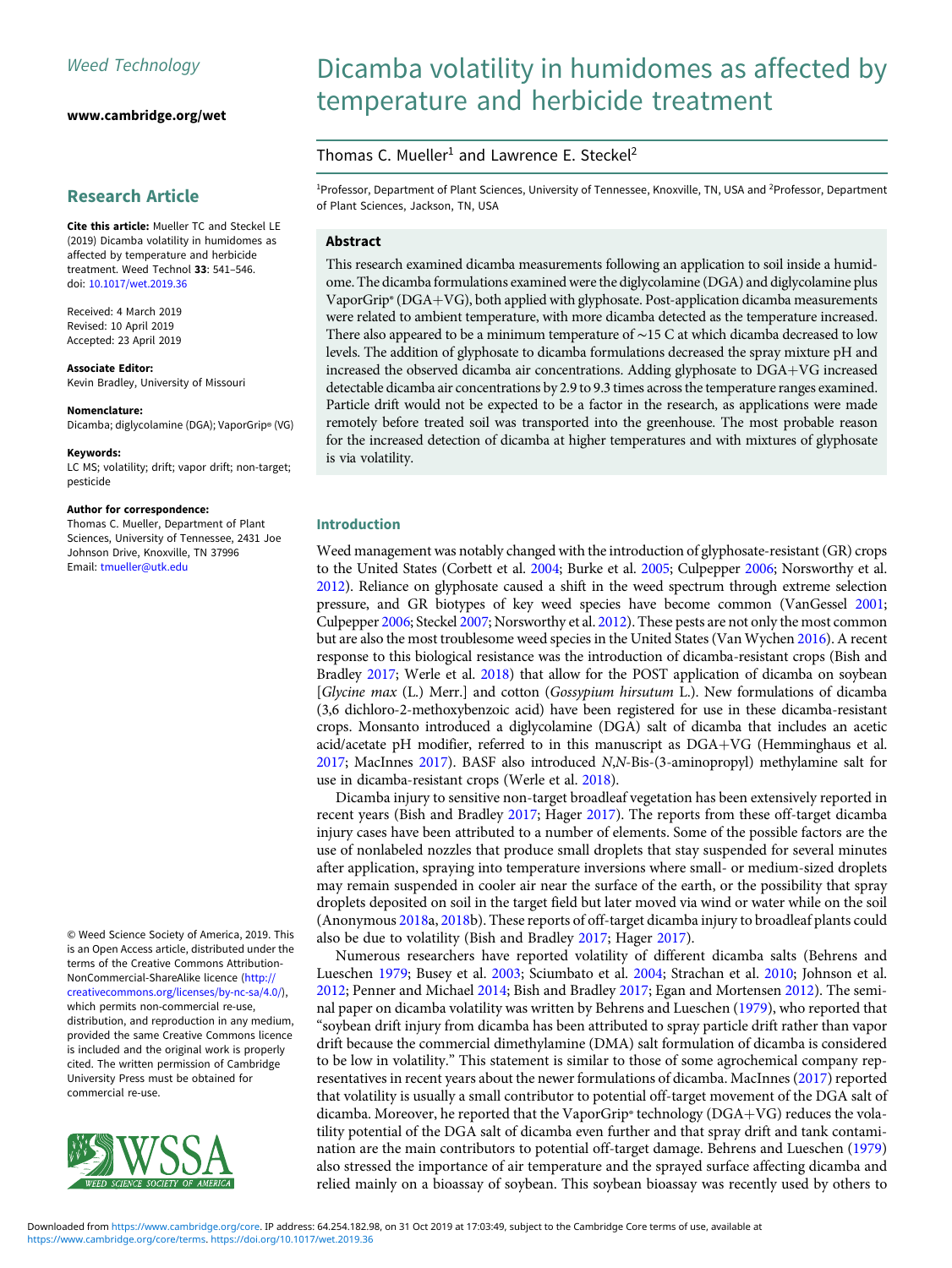Weed Technology

www.cambridge.org/wet

## Research Article

**Cite this article:** Mueller TC and Steckel LE (2019) Dicamba volatility in humidomes as affected by temperature and herbicide treatment. Weed Technol **33**: 541–546. doi: 10.1017/wet.2019.36

Received: 4 March 2019
Revised: 10 April 2019
Accepted: 23 April 2019

**Associate Editor:**
Kevin Bradley, University of Missouri

**Nomenclature:**
Dicamba; diglycolamine (DGA); VaporGrip® (VG)

**Keywords:**
LC MS; volatility; drift; vapor drift; non-target; pesticide

**Author for correspondence:**
Thomas C. Mueller, Department of Plant Sciences, University of Tennessee, 2431 Joe Johnson Drive, Knoxville, TN 37996
Email: tmueller@utk.edu

© Weed Science Society of America, 2019. This is an Open Access article, distributed under the terms of the Creative Commons Attribution-NonCommercial-ShareAlike licence (http://creativecommons.org/licenses/by-nc-sa/4.0/), which permits non-commercial re-use, distribution, and reproduction in any medium, provided the same Creative Commons licence is included and the original work is properly cited. The written permission of Cambridge University Press must be obtained for commercial re-use.

# Dicamba volatility in humidomes as affected by temperature and herbicide treatment

Thomas C. Mueller[1] and Lawrence E. Steckel[2]

[1]Professor, Department of Plant Sciences, University of Tennessee, Knoxville, TN, USA and [2]Professor, Department of Plant Sciences, Jackson, TN, USA

## Abstract

This research examined dicamba measurements following an application to soil inside a humidome. The dicamba formulations examined were the diglycolamine (DGA) and diglycolamine plus VaporGrip® (DGA+VG), both applied with glyphosate. Post-application dicamba measurements were related to ambient temperature, with more dicamba detected as the temperature increased. There also appeared to be a minimum temperature of ~15 C at which dicamba decreased to low levels. The addition of glyphosate to dicamba formulations decreased the spray mixture pH and increased the observed dicamba air concentrations. Adding glyphosate to DGA+VG increased detectable dicamba air concentrations by 2.9 to 9.3 times across the temperature ranges examined. Particle drift would not be expected to be a factor in the research, as applications were made remotely before treated soil was transported into the greenhouse. The most probable reason for the increased detection of dicamba at higher temperatures and with mixtures of glyphosate is via volatility.

## Introduction

Weed management was notably changed with the introduction of glyphosate-resistant (GR) crops to the United States (Corbett et al. 2004; Burke et al. 2005; Culpepper 2006; Norsworthy et al. 2012). Reliance on glyphosate caused a shift in the weed spectrum through extreme selection pressure, and GR biotypes of key weed species have become common (VanGessel 2001; Culpepper 2006; Steckel 2007; Norsworthy et al. 2012). These pests are not only the most common but are also the most troublesome weed species in the United States (Van Wychen 2016). A recent response to this biological resistance was the introduction of dicamba-resistant crops (Bish and Bradley 2017; Werle et al. 2018) that allow for the POST application of dicamba on soybean [*Glycine max* (L.) Merr.] and cotton (*Gossypium hirsutum* L.). New formulations of dicamba (3,6 dichloro-2-methoxybenzoic acid) have been registered for use in these dicamba-resistant crops. Monsanto introduced a diglycolamine (DGA) salt of dicamba that includes an acetic acid/acetate pH modifier, referred to in this manuscript as DGA+VG (Hemminghaus et al. 2017; MacInnes 2017). BASF also introduced *N,N*-Bis-(3-aminopropyl) methylamine salt for use in dicamba-resistant crops (Werle et al. 2018).

Dicamba injury to sensitive non-target broadleaf vegetation has been extensively reported in recent years (Bish and Bradley 2017; Hager 2017). The reports from these off-target dicamba injury cases have been attributed to a number of elements. Some of the possible factors are the use of nonlabeled nozzles that produce small droplets that stay suspended for several minutes after application, spraying into temperature inversions where small- or medium-sized droplets may remain suspended in cooler air near the surface of the earth, or the possibility that spray droplets deposited on soil in the target field but later moved via wind or water while on the soil (Anonymous 2018a, 2018b). These reports of off-target dicamba injury to broadleaf plants could also be due to volatility (Bish and Bradley 2017; Hager 2017).

Numerous researchers have reported volatility of different dicamba salts (Behrens and Lueschen 1979; Busey et al. 2003; Sciumbato et al. 2004; Strachan et al. 2010; Johnson et al. 2012; Penner and Michael 2014; Bish and Bradley 2017; Egan and Mortensen 2012). The seminal paper on dicamba volatility was written by Behrens and Lueschen (1979), who reported that "soybean drift injury from dicamba has been attributed to spray particle drift rather than vapor drift because the commercial dimethylamine (DMA) salt formulation of dicamba is considered to be low in volatility." This statement is similar to those of some agrochemical company representatives in recent years about the newer formulations of dicamba. MacInnes (2017) reported that volatility is usually a small contributor to potential off-target movement of the DGA salt of dicamba. Moreover, he reported that the VaporGrip® technology (DGA+VG) reduces the volatility potential of the DGA salt of dicamba even further and that spray drift and tank contamination are the main contributors to potential off-target damage. Behrens and Lueschen (1979) also stressed the importance of air temperature and the sprayed surface affecting dicamba and relied mainly on a bioassay of soybean. This soybean bioassay was recently used by others to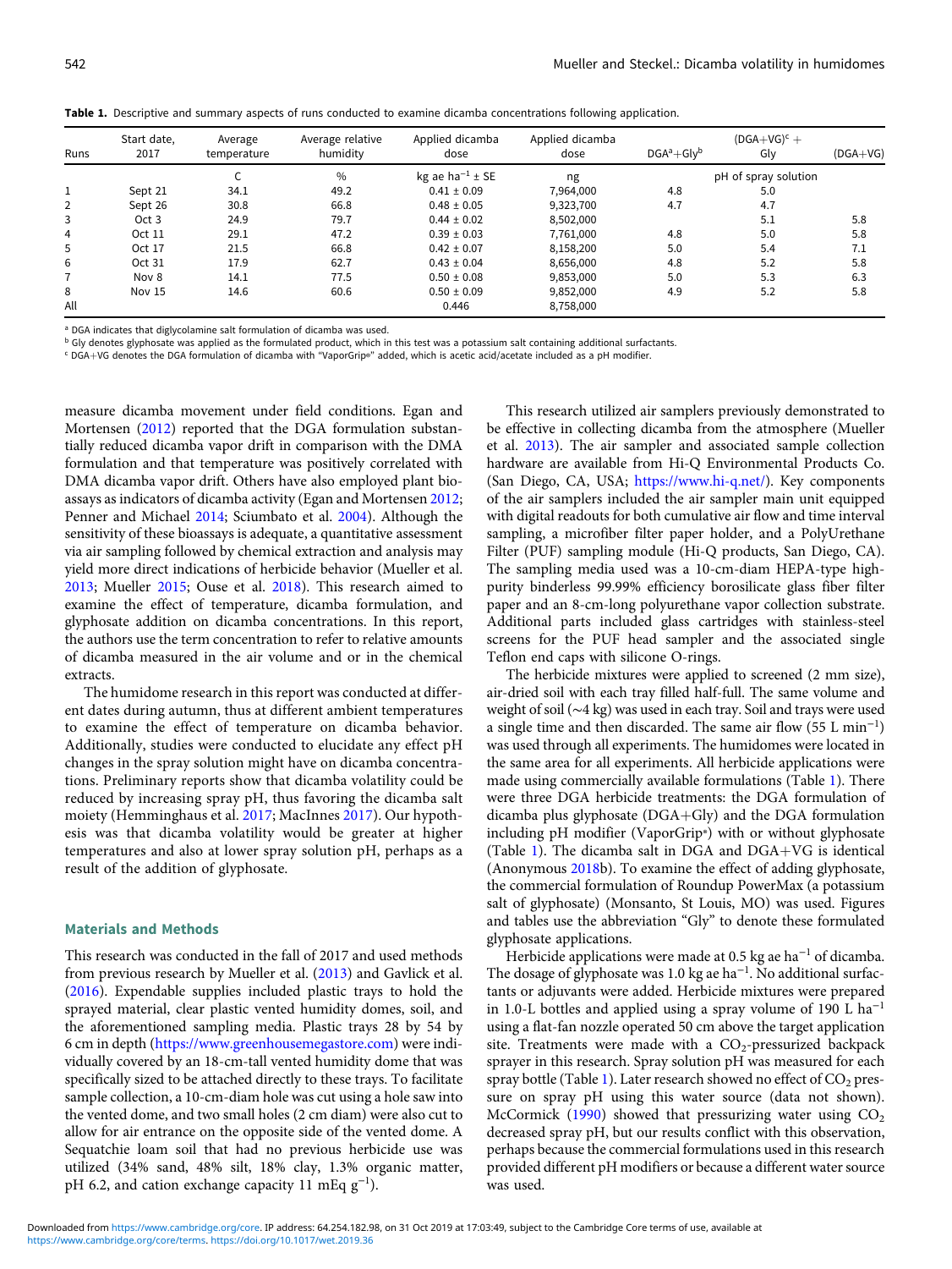**Table 1.** Descriptive and summary aspects of runs conducted to examine dicamba concentrations following application.

| Runs | Start date, 2017 | Average temperature | Average relative humidity | Applied dicamba dose | Applied dicamba dose | DGA[a]+Gly[b] | (DGA+VG)[c] + Gly | (DGA+VG) |
|---|---|---|---|---|---|---|---|---|
| | | C | % | kg ae ha$^{-1}$ ± SE | ng | pH of spray solution | | |
| 1 | Sept 21 | 34.1 | 49.2 | 0.41 ± 0.09 | 7,964,000 | 4.8 | 5.0 | |
| 2 | Sept 26 | 30.8 | 66.8 | 0.48 ± 0.05 | 9,323,700 | 4.7 | 4.7 | |
| 3 | Oct 3 | 24.9 | 79.7 | 0.44 ± 0.02 | 8,502,000 | | 5.1 | 5.8 |
| 4 | Oct 11 | 29.1 | 47.2 | 0.39 ± 0.03 | 7,761,000 | 4.8 | 5.0 | 5.8 |
| 5 | Oct 17 | 21.5 | 66.8 | 0.42 ± 0.07 | 8,158,200 | 5.0 | 5.4 | 7.1 |
| 6 | Oct 31 | 17.9 | 62.7 | 0.43 ± 0.04 | 8,656,000 | 4.8 | 5.2 | 5.8 |
| 7 | Nov 8 | 14.1 | 77.5 | 0.50 ± 0.08 | 9,853,000 | 5.0 | 5.3 | 6.3 |
| 8 | Nov 15 | 14.6 | 60.6 | 0.50 ± 0.09 | 9,852,000 | 4.9 | 5.2 | 5.8 |
| All | | | | 0.446 | 8,758,000 | | | |

[a] DGA indicates that diglycolamine salt formulation of dicamba was used.

[b] Gly denotes glyphosate was applied as the formulated product, which in this test was a potassium salt containing additional surfactants.

[c] DGA+VG denotes the DGA formulation of dicamba with "VaporGrip®" added, which is acetic acid/acetate included as a pH modifier.

measure dicamba movement under field conditions. Egan and Mortensen (2012) reported that the DGA formulation substantially reduced dicamba vapor drift in comparison with the DMA formulation and that temperature was positively correlated with DMA dicamba vapor drift. Others have also employed plant bioassays as indicators of dicamba activity (Egan and Mortensen 2012; Penner and Michael 2014; Sciumbato et al. 2004). Although the sensitivity of these bioassays is adequate, a quantitative assessment via air sampling followed by chemical extraction and analysis may yield more direct indications of herbicide behavior (Mueller et al. 2013; Mueller 2015; Ouse et al. 2018). This research aimed to examine the effect of temperature, dicamba formulation, and glyphosate addition on dicamba concentrations. In this report, the authors use the term concentration to refer to relative amounts of dicamba measured in the air volume and or in the chemical extracts.

The humidome research in this report was conducted at different dates during autumn, thus at different ambient temperatures to examine the effect of temperature on dicamba behavior. Additionally, studies were conducted to elucidate any effect pH changes in the spray solution might have on dicamba concentrations. Preliminary reports show that dicamba volatility could be reduced by increasing spray pH, thus favoring the dicamba salt moiety (Hemminghaus et al. 2017; MacInnes 2017). Our hypothesis was that dicamba volatility would be greater at higher temperatures and also at lower spray solution pH, perhaps as a result of the addition of glyphosate.

## Materials and Methods

This research was conducted in the fall of 2017 and used methods from previous research by Mueller et al. (2013) and Gavlick et al. (2016). Expendable supplies included plastic trays to hold the sprayed material, clear plastic vented humidity domes, soil, and the aforementioned sampling media. Plastic trays 28 by 54 by 6 cm in depth (https://www.greenhousemegastore.com) were individually covered by an 18-cm-tall vented humidity dome that was specifically sized to be attached directly to these trays. To facilitate sample collection, a 10-cm-diam hole was cut using a hole saw into the vented dome, and two small holes (2 cm diam) were also cut to allow for air entrance on the opposite side of the vented dome. A Sequatchie loam soil that had no previous herbicide use was utilized (34% sand, 48% silt, 18% clay, 1.3% organic matter, pH 6.2, and cation exchange capacity 11 mEq g$^{-1}$).

This research utilized air samplers previously demonstrated to be effective in collecting dicamba from the atmosphere (Mueller et al. 2013). The air sampler and associated sample collection hardware are available from Hi-Q Environmental Products Co. (San Diego, CA, USA; https://www.hi-q.net/). Key components of the air samplers included the air sampler main unit equipped with digital readouts for both cumulative air flow and time interval sampling, a microfiber filter paper holder, and a PolyUrethane Filter (PUF) sampling module (Hi-Q products, San Diego, CA). The sampling media used was a 10-cm-diam HEPA-type high-purity binderless 99.99% efficiency borosilicate glass fiber filter paper and an 8-cm-long polyurethane vapor collection substrate. Additional parts included glass cartridges with stainless-steel screens for the PUF head sampler and the associated single Teflon end caps with silicone O-rings.

The herbicide mixtures were applied to screened (2 mm size), air-dried soil with each tray filled half-full. The same volume and weight of soil (~4 kg) was used in each tray. Soil and trays were used a single time and then discarded. The same air flow (55 L min$^{-1}$) was used through all experiments. The humidomes were located in the same area for all experiments. All herbicide applications were made using commercially available formulations (Table 1). There were three DGA herbicide treatments: the DGA formulation of dicamba plus glyphosate (DGA+Gly) and the DGA formulation including pH modifier (VaporGrip®) with or without glyphosate (Table 1). The dicamba salt in DGA and DGA+VG is identical (Anonymous 2018b). To examine the effect of adding glyphosate, the commercial formulation of Roundup PowerMax (a potassium salt of glyphosate) (Monsanto, St Louis, MO) was used. Figures and tables use the abbreviation "Gly" to denote these formulated glyphosate applications.

Herbicide applications were made at 0.5 kg ae ha$^{-1}$ of dicamba. The dosage of glyphosate was 1.0 kg ae ha$^{-1}$. No additional surfactants or adjuvants were added. Herbicide mixtures were prepared in 1.0-L bottles and applied using a spray volume of 190 L ha$^{-1}$ using a flat-fan nozzle operated 50 cm above the target application site. Treatments were made with a $CO_2$-pressurized backpack sprayer in this research. Spray solution pH was measured for each spray bottle (Table 1). Later research showed no effect of $CO_2$ pressure on spray pH using this water source (data not shown). McCormick (1990) showed that pressurizing water using $CO_2$ decreased spray pH, but our results conflict with this observation, perhaps because the commercial formulations used in this research provided different pH modifiers or because a different water source was used.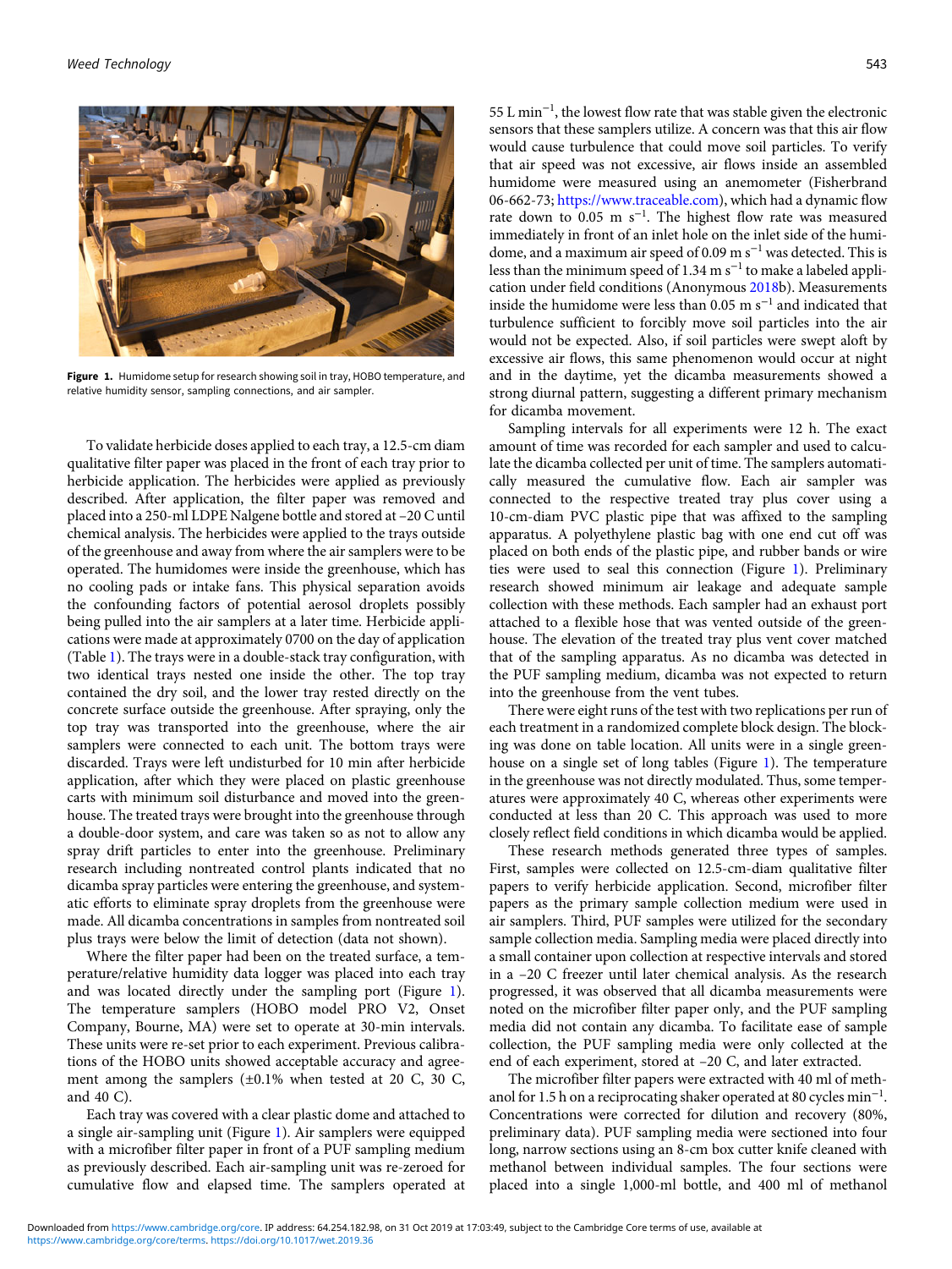Figure 1. Humidome setup for research showing soil in tray, HOBO temperature, and relative humidity sensor, sampling connections, and air sampler.

To validate herbicide doses applied to each tray, a 12.5-cm diam qualitative filter paper was placed in the front of each tray prior to herbicide application. The herbicides were applied as previously described. After application, the filter paper was removed and placed into a 250-ml LDPE Nalgene bottle and stored at −20 C until chemical analysis. The herbicides were applied to the trays outside of the greenhouse and away from where the air samplers were to be operated. The humidomes were inside the greenhouse, which has no cooling pads or intake fans. This physical separation avoids the confounding factors of potential aerosol droplets possibly being pulled into the air samplers at a later time. Herbicide applications were made at approximately 0700 on the day of application (Table 1). The trays were in a double-stack tray configuration, with two identical trays nested one inside the other. The top tray contained the dry soil, and the lower tray rested directly on the concrete surface outside the greenhouse. After spraying, only the top tray was transported into the greenhouse, where the air samplers were connected to each unit. The bottom trays were discarded. Trays were left undisturbed for 10 min after herbicide application, after which they were placed on plastic greenhouse carts with minimum soil disturbance and moved into the greenhouse. The treated trays were brought into the greenhouse through a double-door system, and care was taken so as not to allow any spray drift particles to enter into the greenhouse. Preliminary research including nontreated control plants indicated that no dicamba spray particles were entering the greenhouse, and systematic efforts to eliminate spray droplets from the greenhouse were made. All dicamba concentrations in samples from nontreated soil plus trays were below the limit of detection (data not shown).

Where the filter paper had been on the treated surface, a temperature/relative humidity data logger was placed into each tray and was located directly under the sampling port (Figure 1). The temperature samplers (HOBO model PRO V2, Onset Company, Bourne, MA) were set to operate at 30-min intervals. These units were re-set prior to each experiment. Previous calibrations of the HOBO units showed acceptable accuracy and agreement among the samplers (±0.1% when tested at 20 C, 30 C, and 40 C).

Each tray was covered with a clear plastic dome and attached to a single air-sampling unit (Figure 1). Air samplers were equipped with a microfiber filter paper in front of a PUF sampling medium as previously described. Each air-sampling unit was re-zeroed for cumulative flow and elapsed time. The samplers operated at 55 L min$^{-1}$, the lowest flow rate that was stable given the electronic sensors that these samplers utilize. A concern was that this air flow would cause turbulence that could move soil particles. To verify that air speed was not excessive, air flows inside an assembled humidome were measured using an anemometer (Fisherbrand 06-662-73; https://www.traceable.com), which had a dynamic flow rate down to 0.05 m s$^{-1}$. The highest flow rate was measured immediately in front of an inlet hole on the inlet side of the humidome, and a maximum air speed of 0.09 m s$^{-1}$ was detected. This is less than the minimum speed of 1.34 m s$^{-1}$ to make a labeled application under field conditions (Anonymous 2018b). Measurements inside the humidome were less than 0.05 m s$^{-1}$ and indicated that turbulence sufficient to forcibly move soil particles into the air would not be expected. Also, if soil particles were swept aloft by excessive air flows, this same phenomenon would occur at night and in the daytime, yet the dicamba measurements showed a strong diurnal pattern, suggesting a different primary mechanism for dicamba movement.

Sampling intervals for all experiments were 12 h. The exact amount of time was recorded for each sampler and used to calculate the dicamba collected per unit of time. The samplers automatically measured the cumulative flow. Each air sampler was connected to the respective treated tray plus cover using a 10-cm-diam PVC plastic pipe that was affixed to the sampling apparatus. A polyethylene plastic bag with one end cut off was placed on both ends of the plastic pipe, and rubber bands or wire ties were used to seal this connection (Figure 1). Preliminary research showed minimum air leakage and adequate sample collection with these methods. Each sampler had an exhaust port attached to a flexible hose that was vented outside of the greenhouse. The elevation of the treated tray plus vent cover matched that of the sampling apparatus. As no dicamba was detected in the PUF sampling medium, dicamba was not expected to return into the greenhouse from the vent tubes.

There were eight runs of the test with two replications per run of each treatment in a randomized complete block design. The blocking was done on table location. All units were in a single greenhouse on a single set of long tables (Figure 1). The temperature in the greenhouse was not directly modulated. Thus, some temperatures were approximately 40 C, whereas other experiments were conducted at less than 20 C. This approach was used to more closely reflect field conditions in which dicamba would be applied.

These research methods generated three types of samples. First, samples were collected on 12.5-cm-diam qualitative filter papers to verify herbicide application. Second, microfiber filter papers as the primary sample collection medium were used in air samplers. Third, PUF samples were utilized for the secondary sample collection media. Sampling media were placed directly into a small container upon collection at respective intervals and stored in a −20 C freezer until later chemical analysis. As the research progressed, it was observed that all dicamba measurements were noted on the microfiber filter paper only, and the PUF sampling media did not contain any dicamba. To facilitate ease of sample collection, the PUF sampling media were only collected at the end of each experiment, stored at −20 C, and later extracted.

The microfiber filter papers were extracted with 40 ml of methanol for 1.5 h on a reciprocating shaker operated at 80 cycles min$^{-1}$. Concentrations were corrected for dilution and recovery (80%, preliminary data). PUF sampling media were sectioned into four long, narrow sections using an 8-cm box cutter knife cleaned with methanol between individual samples. The four sections were placed into a single 1,000-ml bottle, and 400 ml of methanol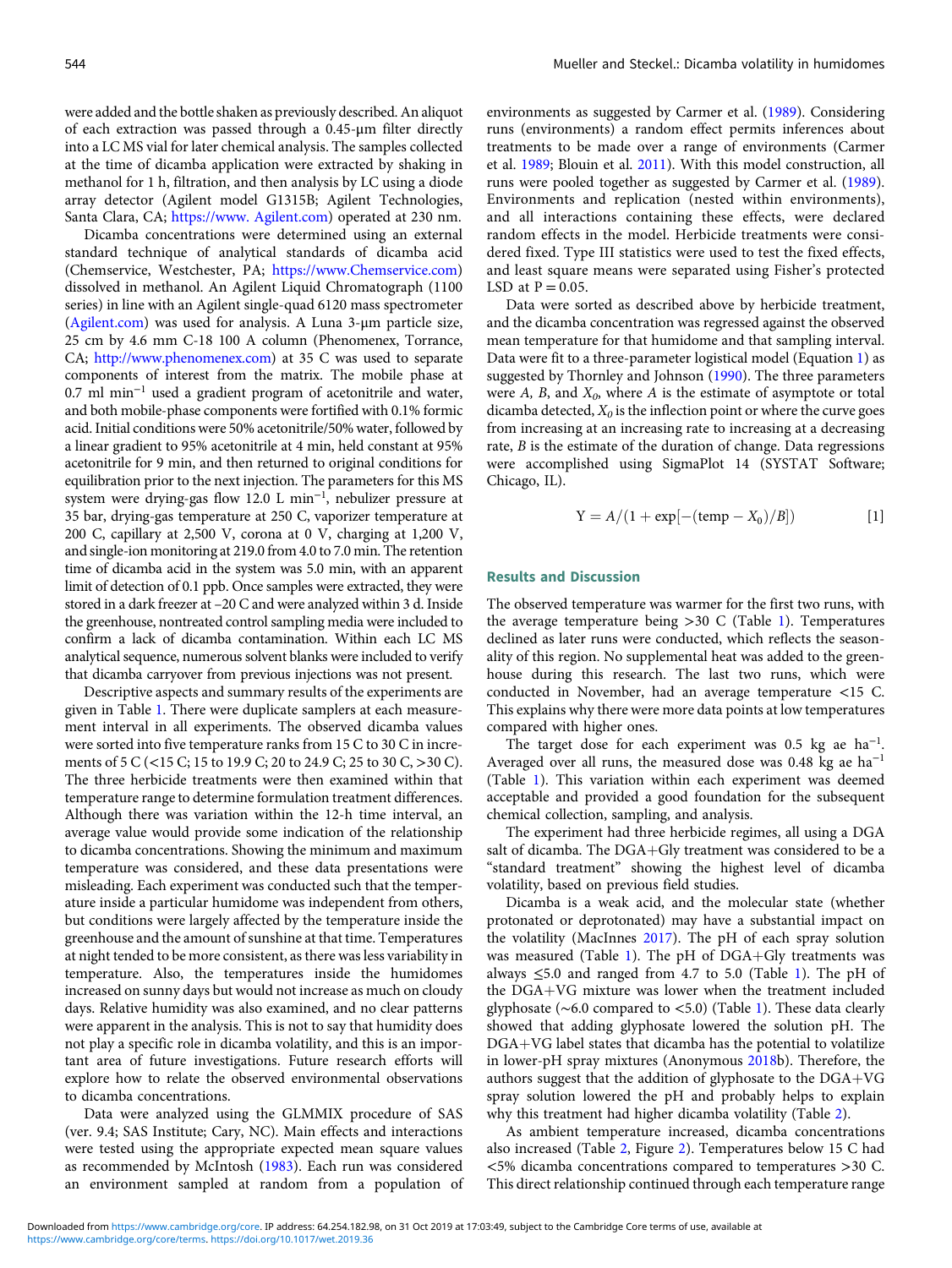were added and the bottle shaken as previously described. An aliquot of each extraction was passed through a 0.45-µm filter directly into a LC MS vial for later chemical analysis. The samples collected at the time of dicamba application were extracted by shaking in methanol for 1 h, filtration, and then analysis by LC using a diode array detector (Agilent model G1315B; Agilent Technologies, Santa Clara, CA; https://www. Agilent.com) operated at 230 nm.

Dicamba concentrations were determined using an external standard technique of analytical standards of dicamba acid (Chemservice, Westchester, PA; https://www.Chemservice.com) dissolved in methanol. An Agilent Liquid Chromatograph (1100 series) in line with an Agilent single-quad 6120 mass spectrometer (Agilent.com) was used for analysis. A Luna 3-µm particle size, 25 cm by 4.6 mm C-18 100 A column (Phenomenex, Torrance, CA; http://www.phenomenex.com) at 35 C was used to separate components of interest from the matrix. The mobile phase at 0.7 ml $min^{-1}$ used a gradient program of acetonitrile and water, and both mobile-phase components were fortified with 0.1% formic acid. Initial conditions were 50% acetonitrile/50% water, followed by a linear gradient to 95% acetonitrile at 4 min, held constant at 95% acetonitrile for 9 min, and then returned to original conditions for equilibration prior to the next injection. The parameters for this MS system were drying-gas flow 12.0 L $min^{-1}$, nebulizer pressure at 35 bar, drying-gas temperature at 250 C, vaporizer temperature at 200 C, capillary at 2,500 V, corona at 0 V, charging at 1,200 V, and single-ion monitoring at 219.0 from 4.0 to 7.0 min. The retention time of dicamba acid in the system was 5.0 min, with an apparent limit of detection of 0.1 ppb. Once samples were extracted, they were stored in a dark freezer at –20 C and were analyzed within 3 d. Inside the greenhouse, nontreated control sampling media were included to confirm a lack of dicamba contamination. Within each LC MS analytical sequence, numerous solvent blanks were included to verify that dicamba carryover from previous injections was not present.

Descriptive aspects and summary results of the experiments are given in Table 1. There were duplicate samplers at each measurement interval in all experiments. The observed dicamba values were sorted into five temperature ranks from 15 C to 30 C in increments of 5 C (<15 C; 15 to 19.9 C; 20 to 24.9 C; 25 to 30 C, >30 C). The three herbicide treatments were then examined within that temperature range to determine formulation treatment differences. Although there was variation within the 12-h time interval, an average value would provide some indication of the relationship to dicamba concentrations. Showing the minimum and maximum temperature was considered, and these data presentations were misleading. Each experiment was conducted such that the temperature inside a particular humidome was independent from others, but conditions were largely affected by the temperature inside the greenhouse and the amount of sunshine at that time. Temperatures at night tended to be more consistent, as there was less variability in temperature. Also, the temperatures inside the humidomes increased on sunny days but would not increase as much on cloudy days. Relative humidity was also examined, and no clear patterns were apparent in the analysis. This is not to say that humidity does not play a specific role in dicamba volatility, and this is an important area of future investigations. Future research efforts will explore how to relate the observed environmental observations to dicamba concentrations.

Data were analyzed using the GLMMIX procedure of SAS (ver. 9.4; SAS Institute; Cary, NC). Main effects and interactions were tested using the appropriate expected mean square values as recommended by McIntosh (1983). Each run was considered an environment sampled at random from a population of environments as suggested by Carmer et al. (1989). Considering runs (environments) a random effect permits inferences about treatments to be made over a range of environments (Carmer et al. 1989; Blouin et al. 2011). With this model construction, all runs were pooled together as suggested by Carmer et al. (1989). Environments and replication (nested within environments), and all interactions containing these effects, were declared random effects in the model. Herbicide treatments were considered fixed. Type III statistics were used to test the fixed effects, and least square means were separated using Fisher's protected LSD at $P = 0.05$.

Data were sorted as described above by herbicide treatment, and the dicamba concentration was regressed against the observed mean temperature for that humidome and that sampling interval. Data were fit to a three-parameter logistical model (Equation 1) as suggested by Thornley and Johnson (1990). The three parameters were *A*, *B*, and $X_0$, where *A* is the estimate of asymptote or total dicamba detected, $X_0$ is the inflection point or where the curve goes from increasing at an increasing rate to increasing at a decreasing rate, *B* is the estimate of the duration of change. Data regressions were accomplished using SigmaPlot 14 (SYSTAT Software; Chicago, IL).

$$Y = A/(1 + \exp[-(\text{temp} - X_0)/B]) \qquad [1]$$

## Results and Discussion

The observed temperature was warmer for the first two runs, with the average temperature being >30 C (Table 1). Temperatures declined as later runs were conducted, which reflects the seasonality of this region. No supplemental heat was added to the greenhouse during this research. The last two runs, which were conducted in November, had an average temperature <15 C. This explains why there were more data points at low temperatures compared with higher ones.

The target dose for each experiment was 0.5 kg ae $ha^{-1}$. Averaged over all runs, the measured dose was 0.48 kg ae $ha^{-1}$ (Table 1). This variation within each experiment was deemed acceptable and provided a good foundation for the subsequent chemical collection, sampling, and analysis.

The experiment had three herbicide regimes, all using a DGA salt of dicamba. The DGA+Gly treatment was considered to be a "standard treatment" showing the highest level of dicamba volatility, based on previous field studies.

Dicamba is a weak acid, and the molecular state (whether protonated or deprotonated) may have a substantial impact on the volatility (MacInnes 2017). The pH of each spray solution was measured (Table 1). The pH of DGA+Gly treatments was always ≤5.0 and ranged from 4.7 to 5.0 (Table 1). The pH of the DGA+VG mixture was lower when the treatment included glyphosate (~6.0 compared to <5.0) (Table 1). These data clearly showed that adding glyphosate lowered the solution pH. The DGA+VG label states that dicamba has the potential to volatilize in lower-pH spray mixtures (Anonymous 2018b). Therefore, the authors suggest that the addition of glyphosate to the DGA+VG spray solution lowered the pH and probably helps to explain why this treatment had higher dicamba volatility (Table 2).

As ambient temperature increased, dicamba concentrations also increased (Table 2, Figure 2). Temperatures below 15 C had <5% dicamba concentrations compared to temperatures >30 C. This direct relationship continued through each temperature range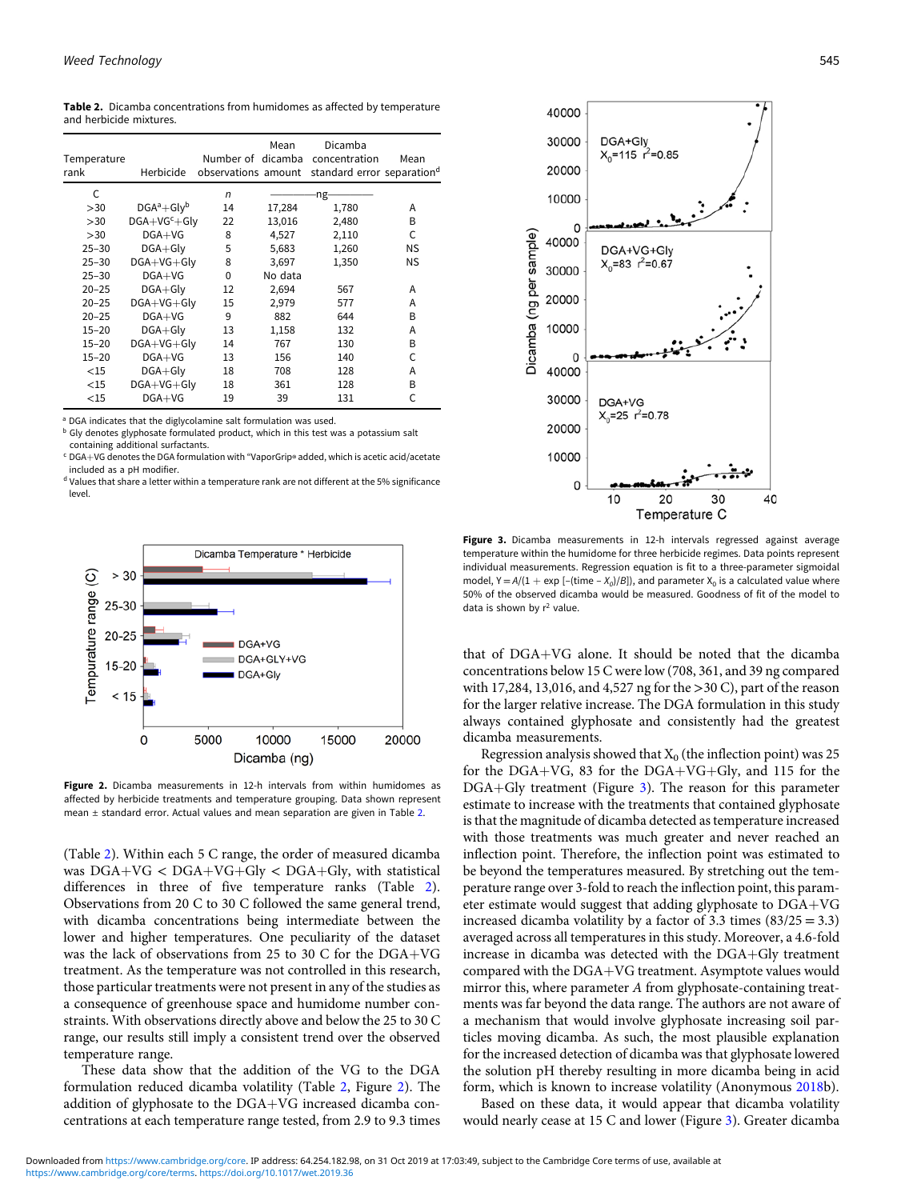**Table 2.** Dicamba concentrations from humidomes as affected by temperature and herbicide mixtures.

| Temperature rank | Herbicide | Number of observations | Mean dicamba amount | Dicamba concentration standard error | Mean separation[d] |
|---|---|---|---|---|---|
| C | | n | ng | | |
| >30 | DGA[a]+Gly[b] | 14 | 17,284 | 1,780 | A |
| >30 | DGA+VG[c]+Gly | 22 | 13,016 | 2,480 | B |
| >30 | DGA+VG | 8 | 4,527 | 2,110 | C |
| 25–30 | DGA+Gly | 5 | 5,683 | 1,260 | NS |
| 25–30 | DGA+VG+Gly | 8 | 3,697 | 1,350 | NS |
| 25–30 | DGA+VG | 0 | No data | | |
| 20–25 | DGA+Gly | 12 | 2,694 | 567 | A |
| 20–25 | DGA+VG+Gly | 15 | 2,979 | 577 | A |
| 20–25 | DGA+VG | 9 | 882 | 644 | B |
| 15–20 | DGA+Gly | 13 | 1,158 | 132 | A |
| 15–20 | DGA+VG+Gly | 14 | 767 | 130 | B |
| 15–20 | DGA+VG | 13 | 156 | 140 | C |
| <15 | DGA+Gly | 18 | 708 | 128 | A |
| <15 | DGA+VG+Gly | 18 | 361 | 128 | B |
| <15 | DGA+VG | 19 | 39 | 131 | C |

[a] DGA indicates that the diglycolamine salt formulation was used.
[b] Gly denotes glyphosate formulated product, which in this test was a potassium salt containing additional surfactants.
[c] DGA+VG denotes the DGA formulation with "VaporGrip® added, which is acetic acid/acetate included as a pH modifier.
[d] Values that share a letter within a temperature rank are not different at the 5% significance level.

**Figure 2.** Dicamba measurements in 12-h intervals from within humidomes as affected by herbicide treatments and temperature grouping. Data shown represent mean ± standard error. Actual values and mean separation are given in Table 2.

(Table 2). Within each 5 C range, the order of measured dicamba was DGA+VG < DGA+VG+Gly < DGA+Gly, with statistical differences in three of five temperature ranks (Table 2). Observations from 20 C to 30 C followed the same general trend, with dicamba concentrations being intermediate between the lower and higher temperatures. One peculiarity of the dataset was the lack of observations from 25 to 30 C for the DGA+VG treatment. As the temperature was not controlled in this research, those particular treatments were not present in any of the studies as a consequence of greenhouse space and humidome number constraints. With observations directly above and below the 25 to 30 C range, our results still imply a consistent trend over the observed temperature range.

These data show that the addition of the VG to the DGA formulation reduced dicamba volatility (Table 2, Figure 2). The addition of glyphosate to the DGA+VG increased dicamba concentrations at each temperature range tested, from 2.9 to 9.3 times that of DGA+VG alone. It should be noted that the dicamba concentrations below 15 C were low (708, 361, and 39 ng compared with 17,284, 13,016, and 4,527 ng for the >30 C), part of the reason for the larger relative increase. The DGA formulation in this study always contained glyphosate and consistently had the greatest dicamba measurements.

Regression analysis showed that $X_0$ (the inflection point) was 25 for the DGA+VG, 83 for the DGA+VG+Gly, and 115 for the DGA+Gly treatment (Figure 3). The reason for this parameter estimate to increase with the treatments that contained glyphosate is that the magnitude of dicamba detected as temperature increased with those treatments was much greater and never reached an inflection point. Therefore, the inflection point was estimated to be beyond the temperatures measured. By stretching out the temperature range over 3-fold to reach the inflection point, this parameter estimate would suggest that adding glyphosate to DGA+VG increased dicamba volatility by a factor of 3.3 times ($83/25 = 3.3$) averaged across all temperatures in this study. Moreover, a 4.6-fold increase in dicamba was detected with the DGA+Gly treatment compared with the DGA+VG treatment. Asymptote values would mirror this, where parameter *A* from glyphosate-containing treatments was far beyond the data range. The authors are not aware of a mechanism that would involve glyphosate increasing soil particles moving dicamba. As such, the most plausible explanation for the increased detection of dicamba was that glyphosate lowered the solution pH thereby resulting in more dicamba being in acid form, which is known to increase volatility (Anonymous 2018b).

Based on these data, it would appear that dicamba volatility would nearly cease at 15 C and lower (Figure 3). Greater dicamba

**Figure 3.** Dicamba measurements in 12-h intervals regressed against average temperature within the humidome for three herbicide regimes. Data points represent individual measurements. Regression equation is fit to a three-parameter sigmoidal model, $Y = A/(1 + \exp[-(\text{time} - X_0)/B])$, and parameter $X_0$ is a calculated value where 50% of the observed dicamba would be measured. Goodness of fit of the model to data is shown by $r^2$ value.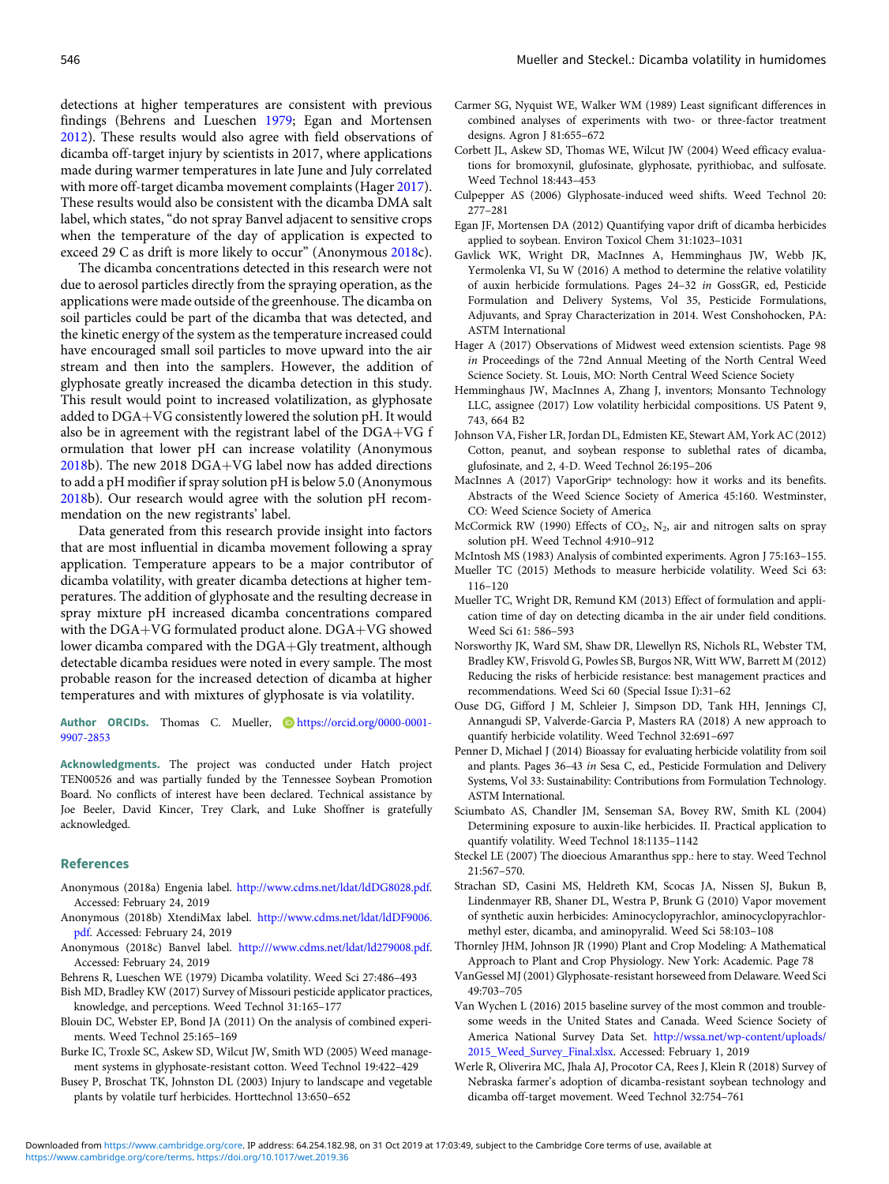detections at higher temperatures are consistent with previous findings (Behrens and Lueschen 1979; Egan and Mortensen 2012). These results would also agree with field observations of dicamba off-target injury by scientists in 2017, where applications made during warmer temperatures in late June and July correlated with more off-target dicamba movement complaints (Hager 2017). These results would also be consistent with the dicamba DMA salt label, which states, "do not spray Banvel adjacent to sensitive crops when the temperature of the day of application is expected to exceed 29 C as drift is more likely to occur" (Anonymous 2018c).

The dicamba concentrations detected in this research were not due to aerosol particles directly from the spraying operation, as the applications were made outside of the greenhouse. The dicamba on soil particles could be part of the dicamba that was detected, and the kinetic energy of the system as the temperature increased could have encouraged small soil particles to move upward into the air stream and then into the samplers. However, the addition of glyphosate greatly increased the dicamba detection in this study. This result would point to increased volatilization, as glyphosate added to DGA+VG consistently lowered the solution pH. It would also be in agreement with the registrant label of the DGA+VG f ormulation that lower pH can increase volatility (Anonymous 2018b). The new 2018 DGA+VG label now has added directions to add a pH modifier if spray solution pH is below 5.0 (Anonymous 2018b). Our research would agree with the solution pH recommendation on the new registrants' label.

Data generated from this research provide insight into factors that are most influential in dicamba movement following a spray application. Temperature appears to be a major contributor of dicamba volatility, with greater dicamba detections at higher temperatures. The addition of glyphosate and the resulting decrease in spray mixture pH increased dicamba concentrations compared with the DGA+VG formulated product alone. DGA+VG showed lower dicamba compared with the DGA+Gly treatment, although detectable dicamba residues were noted in every sample. The most probable reason for the increased detection of dicamba at higher temperatures and with mixtures of glyphosate is via volatility.

**Author ORCIDs.** Thomas C. Mueller, https://orcid.org/0000-0001-9907-2853

**Acknowledgments.** The project was conducted under Hatch project TEN00526 and was partially funded by the Tennessee Soybean Promotion Board. No conflicts of interest have been declared. Technical assistance by Joe Beeler, David Kincer, Trey Clark, and Luke Shoffner is gratefully acknowledged.

## References

Anonymous (2018a) Engenia label. http://www.cdms.net/ldat/ldDG8028.pdf. Accessed: February 24, 2019

Anonymous (2018b) XtendiMax label. http://www.cdms.net/ldat/ldDF9006.pdf. Accessed: February 24, 2019

Anonymous (2018c) Banvel label. http:///www.cdms.net/ldat/ld279008.pdf. Accessed: February 24, 2019

Behrens R, Lueschen WE (1979) Dicamba volatility. Weed Sci 27:486–493

Bish MD, Bradley KW (2017) Survey of Missouri pesticide applicator practices, knowledge, and perceptions. Weed Technol 31:165–177

Blouin DC, Webster EP, Bond JA (2011) On the analysis of combined experiments. Weed Technol 25:165–169

Burke IC, Troxle SC, Askew SD, Wilcut JW, Smith WD (2005) Weed management systems in glyphosate-resistant cotton. Weed Technol 19:422–429

Busey P, Broschat TK, Johnston DL (2003) Injury to landscape and vegetable plants by volatile turf herbicides. Horttechnol 13:650–652

Carmer SG, Nyquist WE, Walker WM (1989) Least significant differences in combined analyses of experiments with two- or three-factor treatment designs. Agron J 81:655–672

Corbett JL, Askew SD, Thomas WE, Wilcut JW (2004) Weed efficacy evaluations for bromoxynil, glufosinate, glyphosate, pyrithiobac, and sulfosate. Weed Technol 18:443–453

Culpepper AS (2006) Glyphosate-induced weed shifts. Weed Technol 20: 277–281

Egan JF, Mortensen DA (2012) Quantifying vapor drift of dicamba herbicides applied to soybean. Environ Toxicol Chem 31:1023–1031

Gavlick WK, Wright DR, MacInnes A, Hemminghaus JW, Webb JK, Yermolenka VI, Su W (2016) A method to determine the relative volatility of auxin herbicide formulations. Pages 24–32 *in* GossGR, ed, Pesticide Formulation and Delivery Systems, Vol 35, Pesticide Formulations, Adjuvants, and Spray Characterization in 2014. West Conshohocken, PA: ASTM International

Hager A (2017) Observations of Midwest weed extension scientists. Page 98 *in* Proceedings of the 72nd Annual Meeting of the North Central Weed Science Society. St. Louis, MO: North Central Weed Science Society

Hemminghaus JW, MacInnes A, Zhang J, inventors; Monsanto Technology LLC, assignee (2017) Low volatility herbicidal compositions. US Patent 9, 743, 664 B2

Johnson VA, Fisher LR, Jordan DL, Edmisten KE, Stewart AM, York AC (2012) Cotton, peanut, and soybean response to sublethal rates of dicamba, glufosinate, and 2, 4-D. Weed Technol 26:195–206

MacInnes A (2017) VaporGrip® technology: how it works and its benefits. Abstracts of the Weed Science Society of America 45:160. Westminster, CO: Weed Science Society of America

McCormick RW (1990) Effects of $CO_2$, $N_2$, air and nitrogen salts on spray solution pH. Weed Technol 4:910–912

McIntosh MS (1983) Analysis of combinted experiments. Agron J 75:163–155.

Mueller TC (2015) Methods to measure herbicide volatility. Weed Sci 63: 116–120

Mueller TC, Wright DR, Remund KM (2013) Effect of formulation and application time of day on detecting dicamba in the air under field conditions. Weed Sci 61: 586–593

Norsworthy JK, Ward SM, Shaw DR, Llewellyn RS, Nichols RL, Webster TM, Bradley KW, Frisvold G, Powles SB, Burgos NR, Witt WW, Barrett M (2012) Reducing the risks of herbicide resistance: best management practices and recommendations. Weed Sci 60 (Special Issue I):31–62

Ouse DG, Gifford J M, Schleier J, Simpson DD, Tank HH, Jennings CJ, Annangudi SP, Valverde-Garcia P, Masters RA (2018) A new approach to quantify herbicide volatility. Weed Technol 32:691–697

Penner D, Michael J (2014) Bioassay for evaluating herbicide volatility from soil and plants. Pages 36–43 *in* Sesa C, ed., Pesticide Formulation and Delivery Systems, Vol 33: Sustainability: Contributions from Formulation Technology. ASTM International.

Sciumbato AS, Chandler JM, Senseman SA, Bovey RW, Smith KL (2004) Determining exposure to auxin-like herbicides. II. Practical application to quantify volatility. Weed Technol 18:1135–1142

Steckel LE (2007) The dioecious Amaranthus spp.: here to stay. Weed Technol 21:567–570.

Strachan SD, Casini MS, Heldreth KM, Scocas JA, Nissen SJ, Bukun B, Lindenmayer RB, Shaner DL, Westra P, Brunk G (2010) Vapor movement of synthetic auxin herbicides: Aminocyclopyrachlor, aminocyclopyrachlor-methyl ester, dicamba, and aminopyralid. Weed Sci 58:103–108

Thornley JHM, Johnson JR (1990) Plant and Crop Modeling: A Mathematical Approach to Plant and Crop Physiology. New York: Academic. Page 78

VanGessel MJ (2001) Glyphosate-resistant horseweed from Delaware. Weed Sci 49:703–705

Van Wychen L (2016) 2015 baseline survey of the most common and troublesome weeds in the United States and Canada. Weed Science Society of America National Survey Data Set. http://wssa.net/wp-content/uploads/2015_Weed_Survey_Final.xlsx. Accessed: February 1, 2019

Werle R, Oliverira MC, Jhala AJ, Procotor CA, Rees J, Klein R (2018) Survey of Nebraska farmer's adoption of dicamba-resistant soybean technology and dicamba off-target movement. Weed Technol 32:754–761